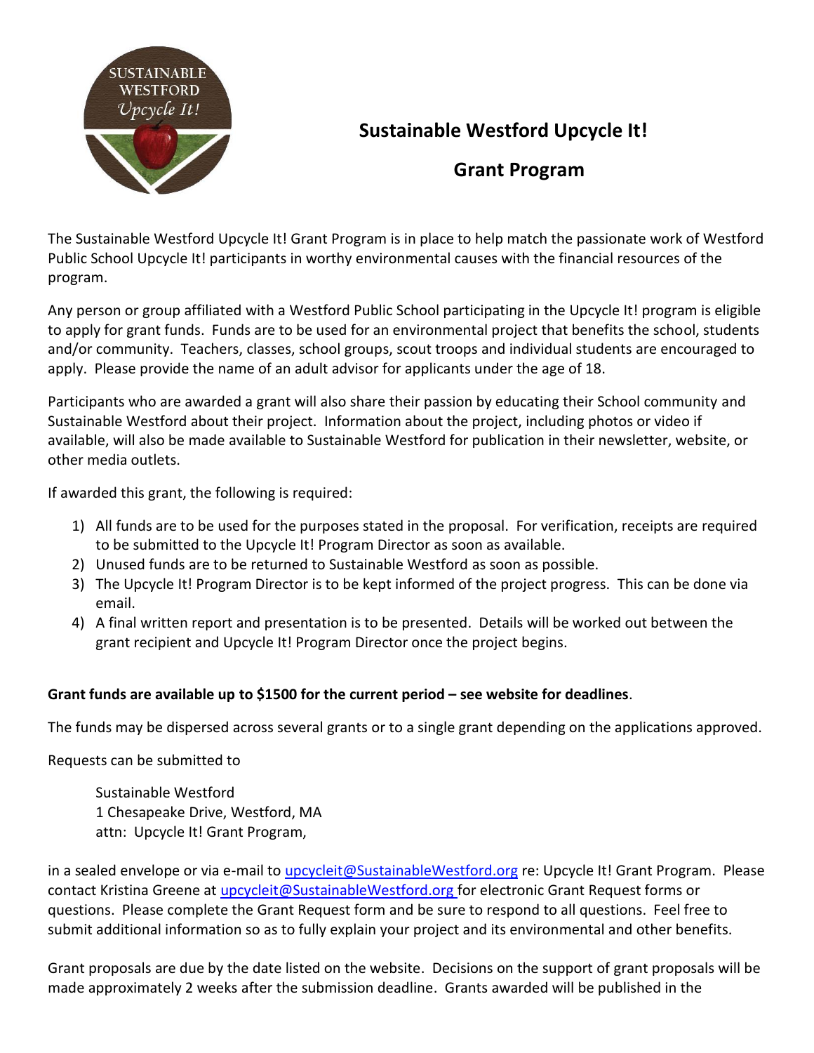# Sustainable Westford Upcycle It!

## Grant Program

The Sustainable Westford Upcycle It! Grant Program is in place to help match the passionate work of Westford Public School Upcycle It! participants in worthy environmental causes with the financial resources of the program.

Any person or group affiliated with a Westford Public School participating in the Upcycle It! program is eligible to apply for grant funds. Funds are to be used for an environmental project that benefits the school, students and/or community. Teachers, classes, school groups, scout troops and individual students are encouraged to apply. Please provide the name of an adult advisor for applicants under the age of 18.

Participants who are awarded a grant will also share their passion by educating their School community and Sustainable Westford about their project. Information about the project, including photos or video if available, will also be made available to Sustainable Westford for publication in their newsletter, website, or other media outlets.

If awarded this grant, the following is required:

1) All funds are to be used for the purposes stated in the proposal. For verification, receipts are required to be submitted to the Upcycle It! Program Director as soon as available.
2) Unused funds are to be returned to Sustainable Westford as soon as possible.
3) The Upcycle It! Program Director is to be kept informed of the project progress. This can be done via email.
4) A final written report and presentation is to be presented. Details will be worked out between the grant recipient and Upcycle It! Program Director once the project begins.

**Grant funds are available up to $1500 for the current period – see website for deadlines**.

The funds may be dispersed across several grants or to a single grant depending on the applications approved.

Requests can be submitted to

> Sustainable Westford
> 1 Chesapeake Drive, Westford, MA
> attn: Upcycle It! Grant Program,

in a sealed envelope or via e-mail to upcycleit@SustainableWestford.org re: Upcycle It! Grant Program. Please contact Kristina Greene at upcycleit@SustainableWestford.org for electronic Grant Request forms or questions. Please complete the Grant Request form and be sure to respond to all questions. Feel free to submit additional information so as to fully explain your project and its environmental and other benefits.

Grant proposals are due by the date listed on the website. Decisions on the support of grant proposals will be made approximately 2 weeks after the submission deadline. Grants awarded will be published in the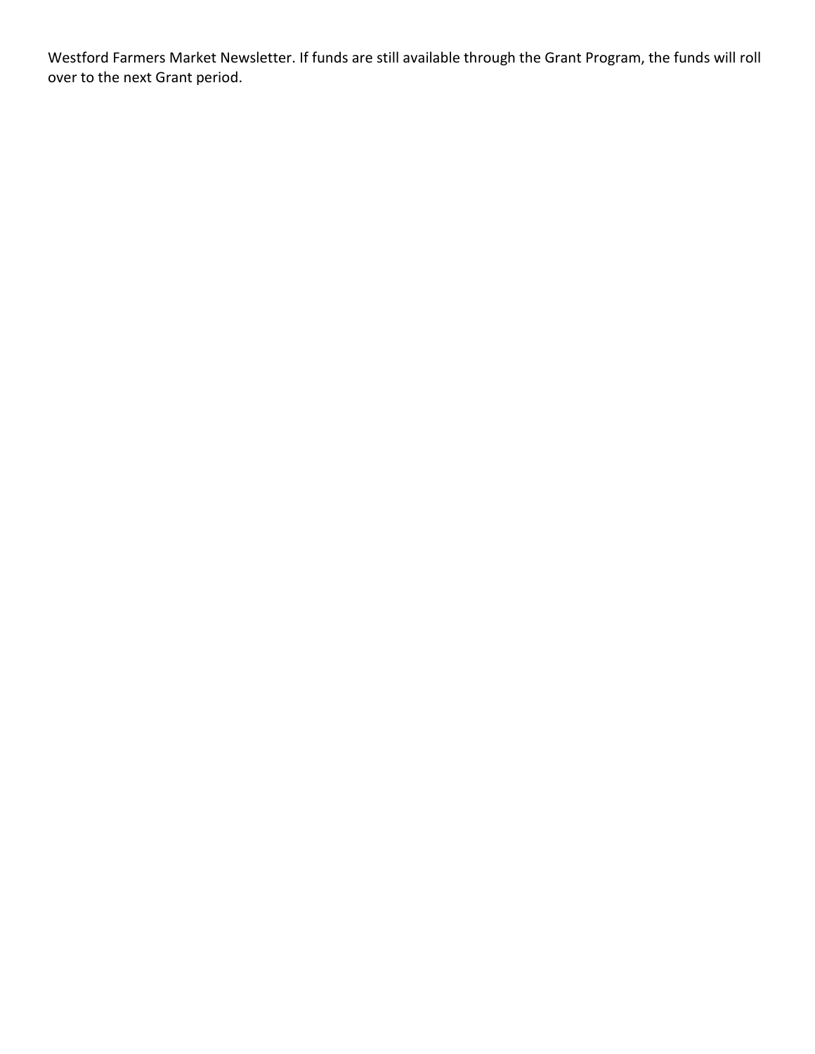Westford Farmers Market Newsletter. If funds are still available through the Grant Program, the funds will roll over to the next Grant period.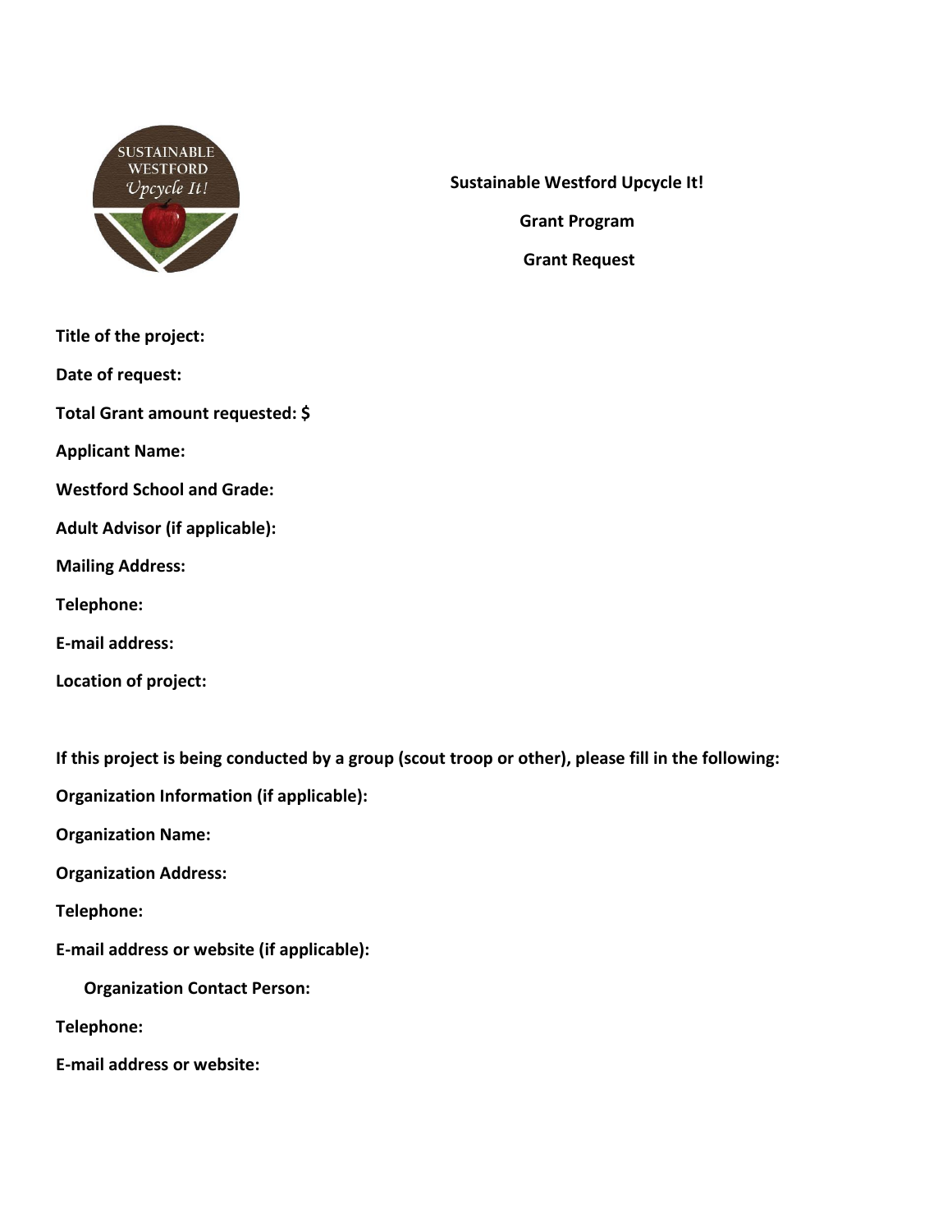**Sustainable Westford Upcycle It!**

**Grant Program**

**Grant Request**

**Title of the project:**

**Date of request:**

**Total Grant amount requested: $**

**Applicant Name:**

**Westford School and Grade:**

**Adult Advisor (if applicable):**

**Mailing Address:**

**Telephone:**

**E-mail address:**

**Location of project:**

**If this project is being conducted by a group (scout troop or other), please fill in the following:**

**Organization Information (if applicable):**

**Organization Name:**

**Organization Address:**

**Telephone:**

**E-mail address or website (if applicable):**

**Organization Contact Person:**

**Telephone:**

**E-mail address or website:**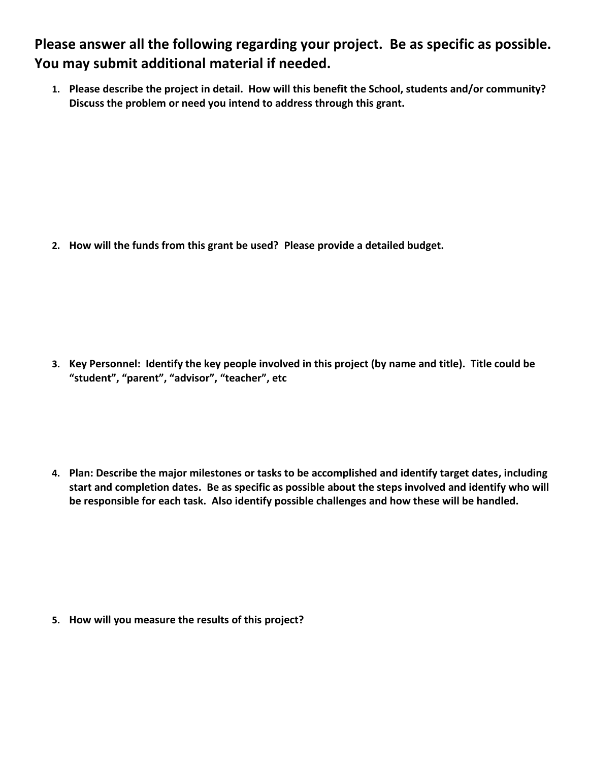**Please answer all the following regarding your project. Be as specific as possible. You may submit additional material if needed.**

1. **Please describe the project in detail. How will this benefit the School, students and/or community? Discuss the problem or need you intend to address through this grant.**

2. **How will the funds from this grant be used? Please provide a detailed budget.**

3. **Key Personnel: Identify the key people involved in this project (by name and title). Title could be "student", "parent", "advisor", "teacher", etc**

4. **Plan: Describe the major milestones or tasks to be accomplished and identify target dates, including start and completion dates. Be as specific as possible about the steps involved and identify who will be responsible for each task. Also identify possible challenges and how these will be handled.**

5. **How will you measure the results of this project?**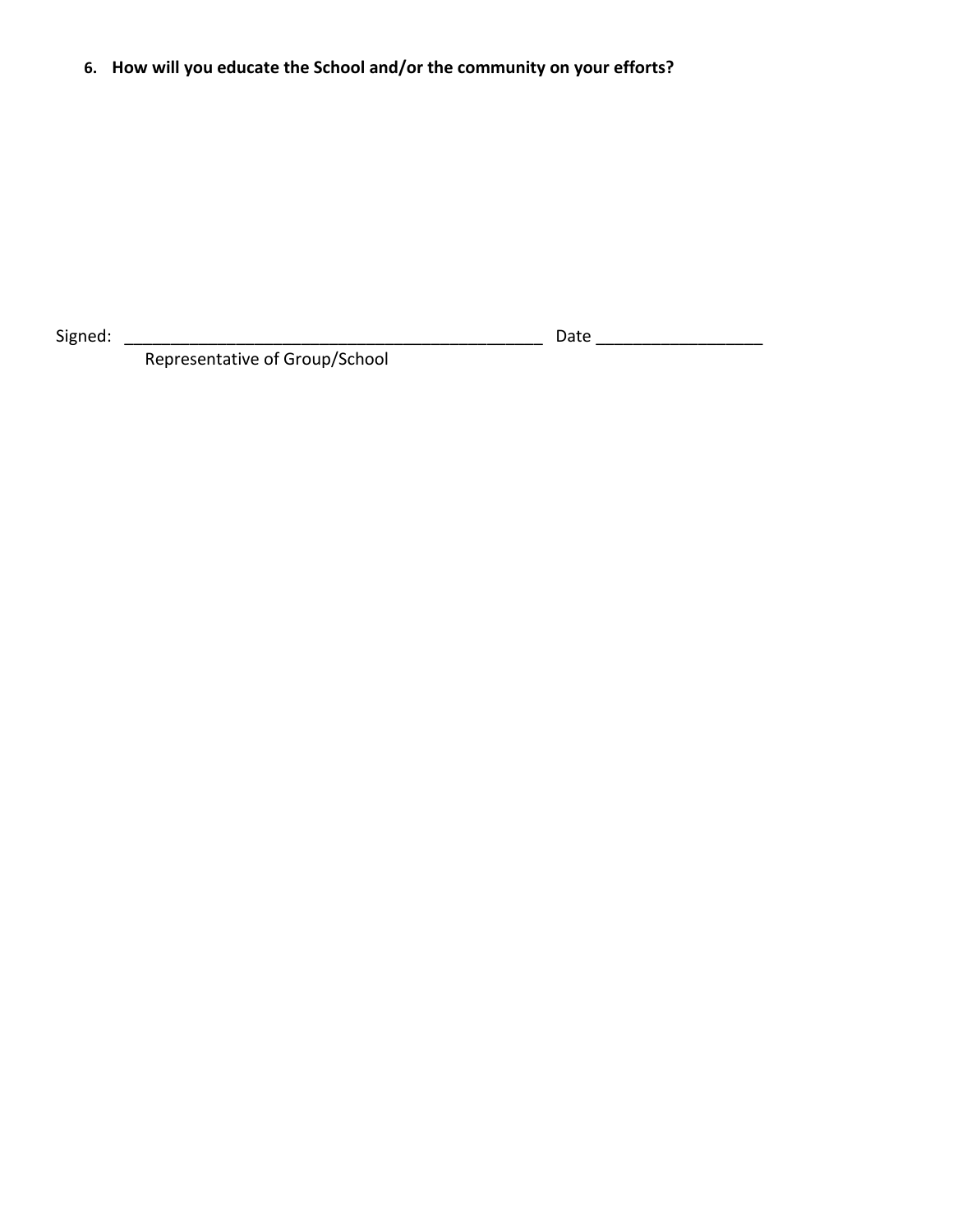6. **How will you educate the School and/or the community on your efforts?**

Signed: _______________________________________________ Date __________________

Representative of Group/School